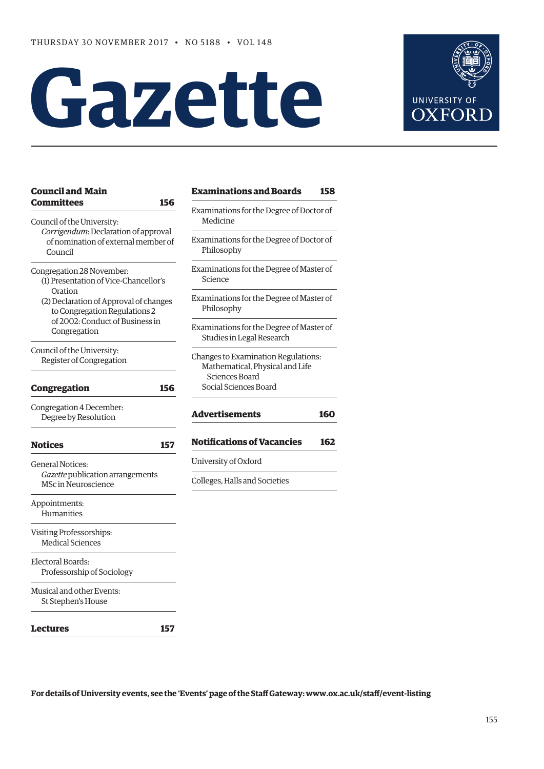THURSDAY 30 NOVEMBER 2017 • NO 5188 • VOL 148

# Gazette

UNIVERSITY OF OXFORD

**Council and Main Committees** 156

Council of the University:
*Corrigendum*: Declaration of approval of nomination of external member of Council

Congregation 28 November:
(1) Presentation of Vice-Chancellor's Oration
(2) Declaration of Approval of changes to Congregation Regulations 2 of 2002: Conduct of Business in Congregation

Council of the University:
Register of Congregation

**Congregation** 156

Congregation 4 December:
Degree by Resolution

**Notices** 157

General Notices:
*Gazette* publication arrangements
MSc in Neuroscience

Appointments:
Humanities

Visiting Professorships:
Medical Sciences

Electoral Boards:
Professorship of Sociology

Musical and other Events:
St Stephen's House

**Lectures** 157

**Examinations and Boards** 158

Examinations for the Degree of Doctor of Medicine

Examinations for the Degree of Doctor of Philosophy

Examinations for the Degree of Master of Science

Examinations for the Degree of Master of Philosophy

Examinations for the Degree of Master of Studies in Legal Research

Changes to Examination Regulations:
Mathematical, Physical and Life Sciences Board
Social Sciences Board

**Advertisements** 160

**Notifications of Vacancies** 162

University of Oxford

Colleges, Halls and Societies

**For details of University events, see the 'Events' page of the Staff Gateway: www.ox.ac.uk/staff/event-listing**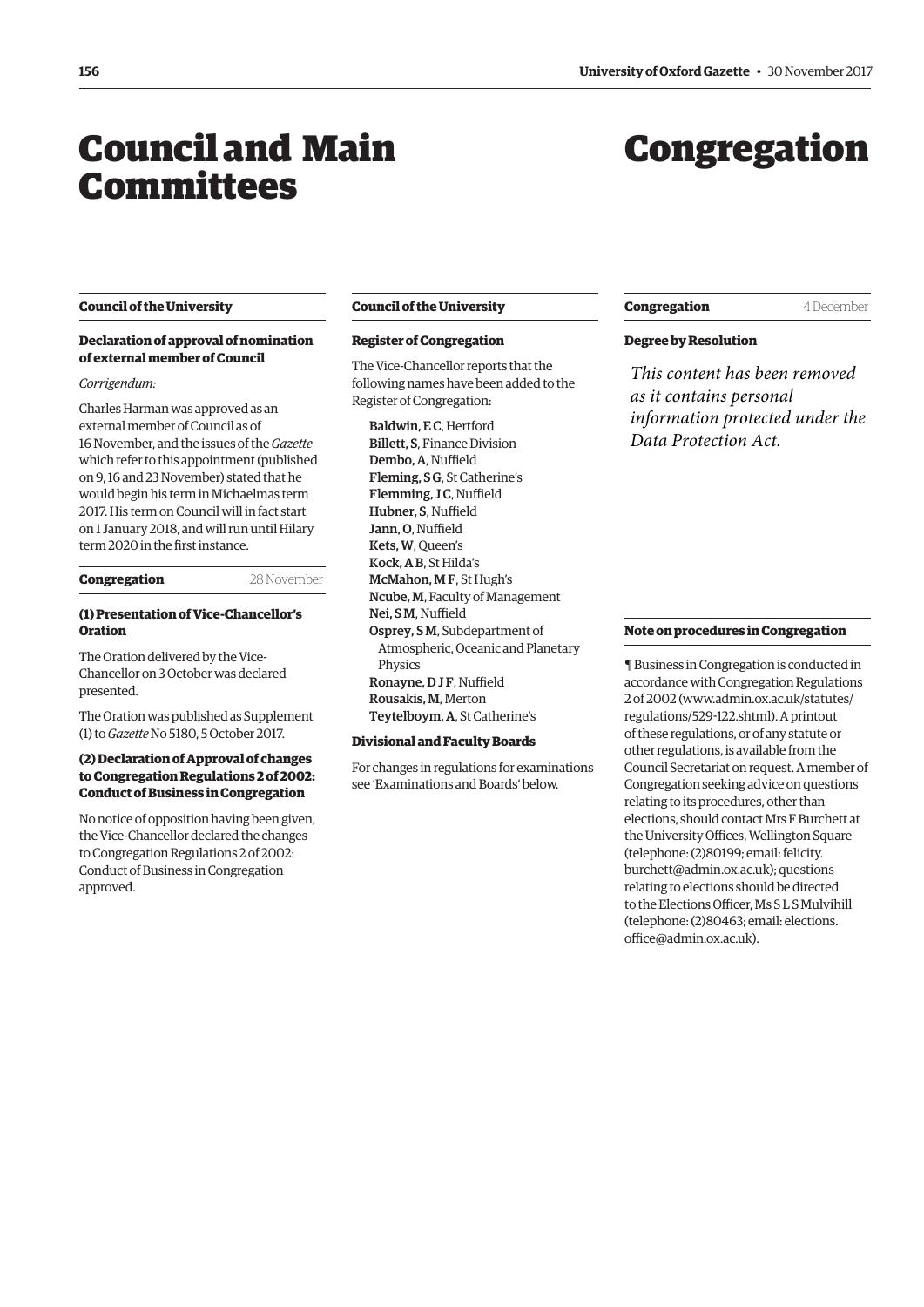# Council and Main Committees

## Council of the University

### Declaration of approval of nomination of external member of Council

*Corrigendum:*

Charles Harman was approved as an external member of Council as of 16 November, and the issues of the *Gazette* which refer to this appointment (published on 9, 16 and 23 November) stated that he would begin his term in Michaelmas term 2017. His term on Council will in fact start on 1 January 2018, and will run until Hilary term 2020 in the first instance.

## Congregation — 28 November

### (1) Presentation of Vice-Chancellor's Oration

The Oration delivered by the Vice-Chancellor on 3 October was declared presented.

The Oration was published as Supplement (1) to *Gazette* No 5180, 5 October 2017.

### (2) Declaration of Approval of changes to Congregation Regulations 2 of 2002: Conduct of Business in Congregation

No notice of opposition having been given, the Vice-Chancellor declared the changes to Congregation Regulations 2 of 2002: Conduct of Business in Congregation approved.

## Council of the University

### Register of Congregation

The Vice-Chancellor reports that the following names have been added to the Register of Congregation:

- **Baldwin, E C**, Hertford
- **Billett, S**, Finance Division
- **Dembo, A**, Nuffield
- **Fleming, S G**, St Catherine's
- **Flemming, J C**, Nuffield
- **Hubner, S**, Nuffield
- **Jann, O**, Nuffield
- **Kets, W**, Queen's
- **Kock, A B**, St Hilda's
- **McMahon, M F**, St Hugh's
- **Ncube, M**, Faculty of Management
- **Nei, S M**, Nuffield
- **Osprey, S M**, Subdepartment of Atmospheric, Oceanic and Planetary Physics
- **Ronayne, D J F**, Nuffield
- **Rousakis, M**, Merton
- **Teytelboym, A**, St Catherine's

### Divisional and Faculty Boards

For changes in regulations for examinations see 'Examinations and Boards' below.

# Congregation

## Congregation — 4 December

### Degree by Resolution

*This content has been removed as it contains personal information protected under the Data Protection Act.*

### Note on procedures in Congregation

¶ Business in Congregation is conducted in accordance with Congregation Regulations 2 of 2002 (www.admin.ox.ac.uk/statutes/regulations/529-122.shtml). A printout of these regulations, or of any statute or other regulations, is available from the Council Secretariat on request. A member of Congregation seeking advice on questions relating to its procedures, other than elections, should contact Mrs F Burchett at the University Offices, Wellington Square (telephone: (2)80199; email: felicity.burchett@admin.ox.ac.uk); questions relating to elections should be directed to the Elections Officer, Ms S L S Mulvihill (telephone: (2)80463; email: elections.office@admin.ox.ac.uk).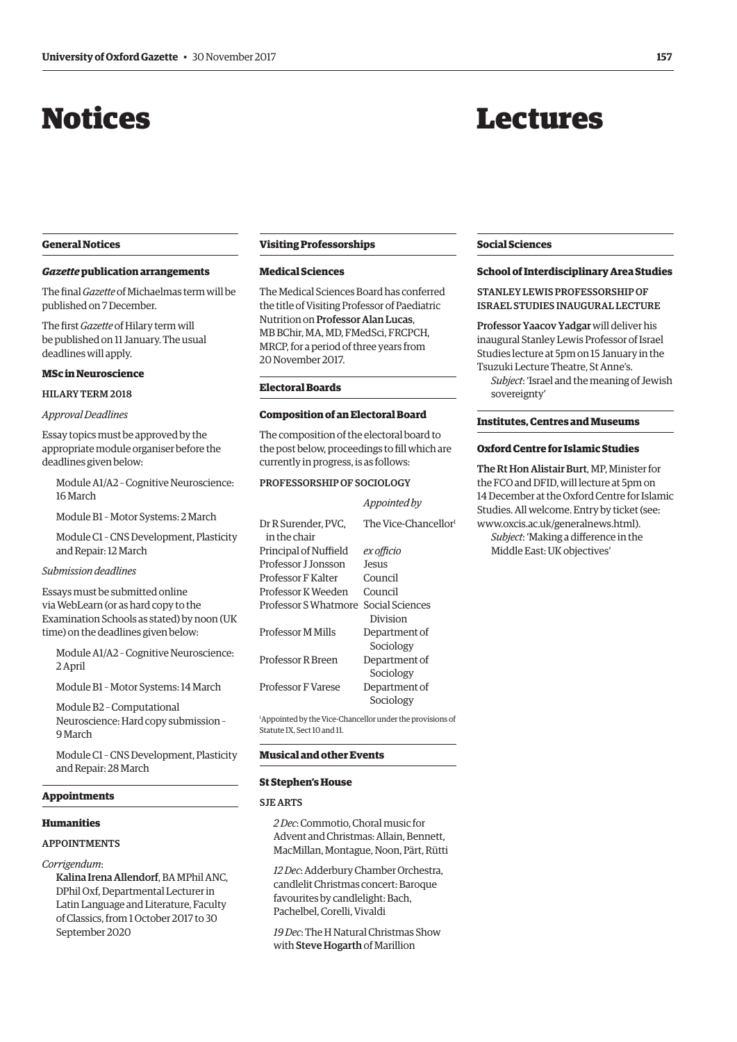# Notices

## General Notices

### *Gazette* publication arrangements

The final *Gazette* of Michaelmas term will be published on 7 December.

The first *Gazette* of Hilary term will be published on 11 January. The usual deadlines will apply.

### MSc in Neuroscience

HILARY TERM 2018

*Approval Deadlines*

Essay topics must be approved by the appropriate module organiser before the deadlines given below:

Module A1/A2 – Cognitive Neuroscience: 16 March

Module B1 – Motor Systems: 2 March

Module C1 – CNS Development, Plasticity and Repair: 12 March

*Submission deadlines*

Essays must be submitted online via WebLearn (or as hard copy to the Examination Schools as stated) by noon (UK time) on the deadlines given below:

Module A1/A2 – Cognitive Neuroscience: 2 April

Module B1 – Motor Systems: 14 March

Module B2 – Computational Neuroscience: Hard copy submission – 9 March

Module C1 – CNS Development, Plasticity and Repair: 28 March

## Appointments

### Humanities

APPOINTMENTS

*Corrigendum*:

**Kalina Irena Allendorf**, BA MPhil ANC, DPhil Oxf, Departmental Lecturer in Latin Language and Literature, Faculty of Classics, from 1 October 2017 to 30 September 2020

## Visiting Professorships

### Medical Sciences

The Medical Sciences Board has conferred the title of Visiting Professor of Paediatric Nutrition on **Professor Alan Lucas**, MB BChir, MA, MD, FMedSci, FRCPCH, MRCP, for a period of three years from 20 November 2017.

## Electoral Boards

### Composition of an Electoral Board

The composition of the electoral board to the post below, proceedings to fill which are currently in progress, is as follows:

PROFESSORSHIP OF SOCIOLOGY

| | *Appointed by* |
|---|---|
| Dr R Surender, PVC, in the chair | The Vice-Chancellor[1] |
| Principal of Nuffield | *ex officio* |
| Professor J Jonsson | Jesus |
| Professor F Kalter | Council |
| Professor K Weeden | Council |
| Professor S Whatmore | Social Sciences Division |
| Professor M Mills | Department of Sociology |
| Professor R Breen | Department of Sociology |
| Professor F Varese | Department of Sociology |

[1]Appointed by the Vice-Chancellor under the provisions of Statute IX, Sect 10 and 11.

## Musical and other Events

### St Stephen's House

SJE ARTS

*2 Dec*: Commotio, Choral music for Advent and Christmas: Allain, Bennett, MacMillan, Montague, Noon, Pärt, Rütti

*12 Dec*: Adderbury Chamber Orchestra, candlelit Christmas concert: Baroque favourites by candlelight: Bach, Pachelbel, Corelli, Vivaldi

*19 Dec*: The H Natural Christmas Show with **Steve Hogarth** of Marillion

# Lectures

## Social Sciences

### School of Interdisciplinary Area Studies

STANLEY LEWIS PROFESSORSHIP OF ISRAEL STUDIES INAUGURAL LECTURE

**Professor Yaacov Yadgar** will deliver his inaugural Stanley Lewis Professor of Israel Studies lecture at 5pm on 15 January in the Tsuzuki Lecture Theatre, St Anne's.

*Subject*: 'Israel and the meaning of Jewish sovereignty'

## Institutes, Centres and Museums

### Oxford Centre for Islamic Studies

**The Rt Hon Alistair Burt**, MP, Minister for the FCO and DFID, will lecture at 5pm on 14 December at the Oxford Centre for Islamic Studies. All welcome. Entry by ticket (see: www.oxcis.ac.uk/generalnews.html).

*Subject*: 'Making a difference in the Middle East: UK objectives'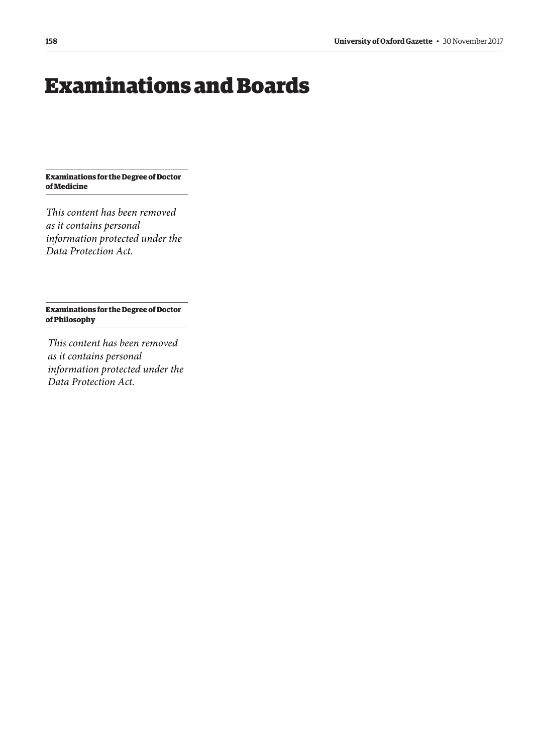# Examinations and Boards

**Examinations for the Degree of Doctor of Medicine**

*This content has been removed as it contains personal information protected under the Data Protection Act.*

**Examinations for the Degree of Doctor of Philosophy**

*This content has been removed as it contains personal information protected under the Data Protection Act.*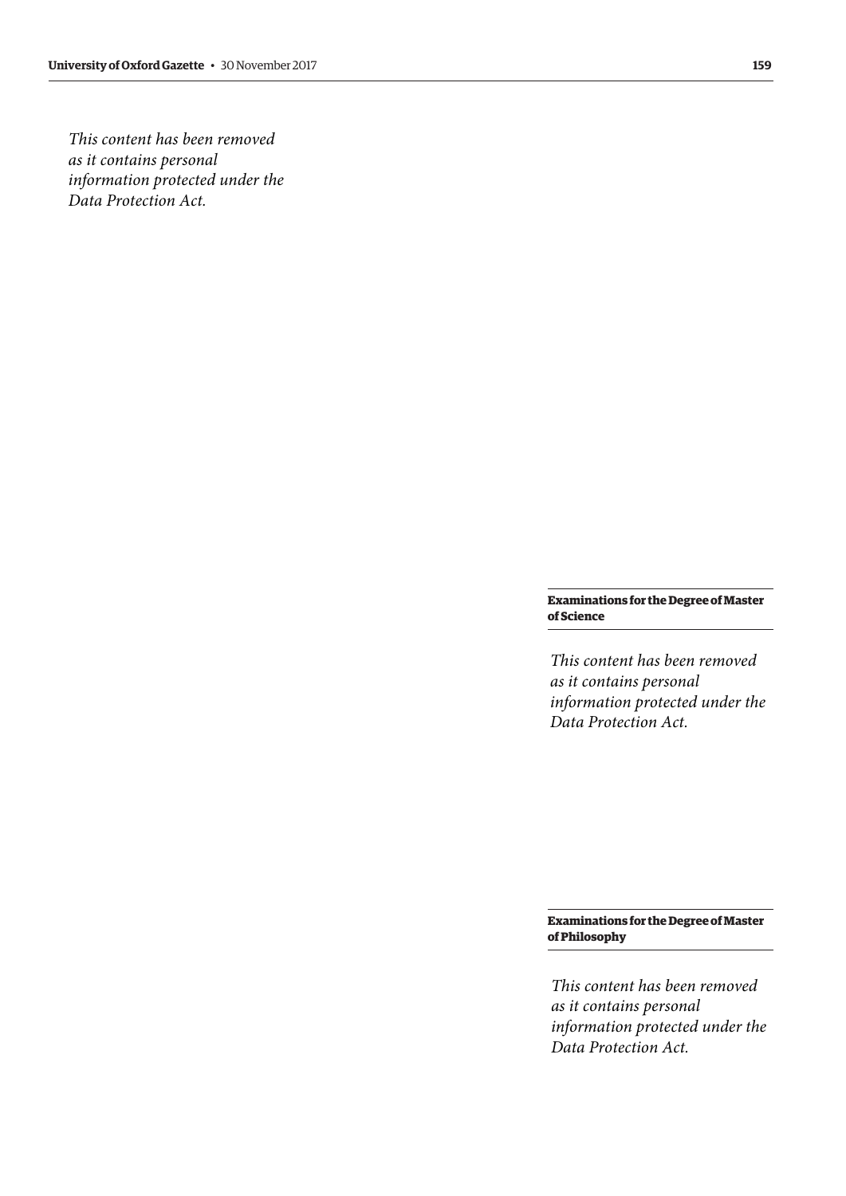*This content has been removed as it contains personal information protected under the Data Protection Act.*

## Examinations for the Degree of Master of Science

*This content has been removed as it contains personal information protected under the Data Protection Act.*

## Examinations for the Degree of Master of Philosophy

*This content has been removed as it contains personal information protected under the Data Protection Act.*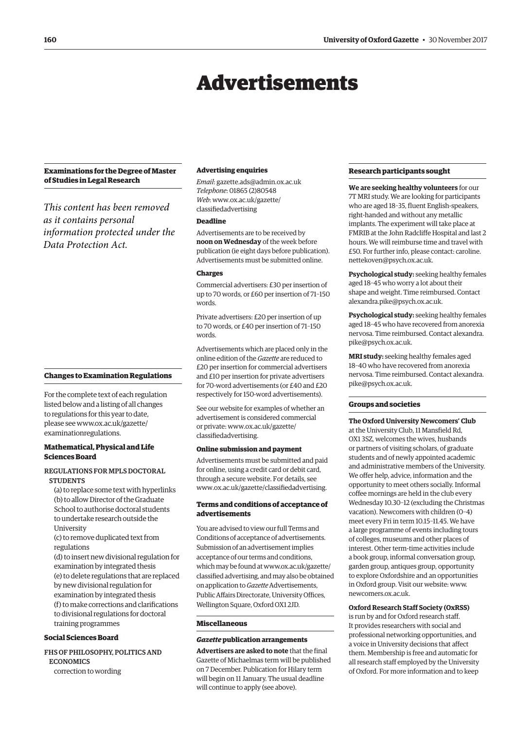# Advertisements

## Examinations for the Degree of Master of Studies in Legal Research

*This content has been removed as it contains personal information protected under the Data Protection Act.*

## Changes to Examination Regulations

For the complete text of each regulation listed below and a listing of all changes to regulations for this year to date, please see www.ox.ac.uk/gazette/examinationregulations.

### Mathematical, Physical and Life Sciences Board

REGULATIONS FOR MPLS DOCTORAL STUDENTS

(a) to replace some text with hyperlinks
(b) to allow Director of the Graduate School to authorise doctoral students to undertake research outside the University
(c) to remove duplicated text from regulations
(d) to insert new divisional regulation for examination by integrated thesis
(e) to delete regulations that are replaced by new divisional regulation for examination by integrated thesis
(f) to make corrections and clarifications to divisional regulations for doctoral training programmes

### Social Sciences Board

FHS OF PHILOSOPHY, POLITICS AND ECONOMICS

correction to wording

### Advertising enquiries

*Email*: gazette.ads@admin.ox.ac.uk
*Telephone*: 01865 (2)80548
*Web*: www.ox.ac.uk/gazette/classifiedadvertising

### Deadline

Advertisements are to be received by **noon on Wednesday** of the week before publication (ie eight days before publication). Advertisements must be submitted online.

### Charges

Commercial advertisers: £30 per insertion of up to 70 words, or £60 per insertion of 71–150 words.

Private advertisers: £20 per insertion of up to 70 words, or £40 per insertion of 71–150 words.

Advertisements which are placed only in the online edition of the *Gazette* are reduced to £20 per insertion for commercial advertisers and £10 per insertion for private advertisers for 70-word advertisements (or £40 and £20 respectively for 150-word advertisements).

See our website for examples of whether an advertisement is considered commercial or private: www.ox.ac.uk/gazette/classifiedadvertising.

### Online submission and payment

Advertisements must be submitted and paid for online, using a credit card or debit card, through a secure website. For details, see www.ox.ac.uk/gazette/classifiedadvertising.

### Terms and conditions of acceptance of advertisements

You are advised to view our full Terms and Conditions of acceptance of advertisements. Submission of an advertisement implies acceptance of our terms and conditions, which may be found at www.ox.ac.uk/gazette/classified advertising, and may also be obtained on application to *Gazette* Advertisements, Public Affairs Directorate, University Offices, Wellington Square, Oxford OX1 2JD.

## Miscellaneous

### *Gazette* publication arrangements

**Advertisers are asked to note** that the final Gazette of Michaelmas term will be published on 7 December. Publication for Hilary term will begin on 11 January. The usual deadline will continue to apply (see above).

## Research participants sought

**We are seeking healthy volunteers** for our 7T MRI study. We are looking for participants who are aged 18–35, fluent English-speakers, right-handed and without any metallic implants. The experiment will take place at FMRIB at the John Radcliffe Hospital and last 2 hours. We will reimburse time and travel with £50. For further info, please contact: caroline.nettekoven@psych.ox.ac.uk.

**Psychological study:** seeking healthy females aged 18–45 who worry a lot about their shape and weight. Time reimbursed. Contact alexandra.pike@psych.ox.ac.uk.

**Psychological study:** seeking healthy females aged 18–45 who have recovered from anorexia nervosa. Time reimbursed. Contact alexandra.pike@psych.ox.ac.uk.

**MRI study:** seeking healthy females aged 18–40 who have recovered from anorexia nervosa. Time reimbursed. Contact alexandra.pike@psych.ox.ac.uk.

## Groups and societies

**The Oxford University Newcomers' Club** at the University Club, 11 Mansfield Rd, OX1 3SZ, welcomes the wives, husbands or partners of visiting scholars, of graduate students and of newly appointed academic and administrative members of the University. We offer help, advice, information and the opportunity to meet others socially. Informal coffee mornings are held in the club every Wednesday 10.30–12 (excluding the Christmas vacation). Newcomers with children (0–4) meet every Fri in term 10.15–11.45. We have a large programme of events including tours of colleges, museums and other places of interest. Other term-time activities include a book group, informal conversation group, garden group, antiques group, opportunity to explore Oxfordshire and an opportunities in Oxford group. Visit our website: www.newcomers.ox.ac.uk.

**Oxford Research Staff Society (OxRSS)** is run by and for Oxford research staff. It provides researchers with social and professional networking opportunities, and a voice in University decisions that affect them. Membership is free and automatic for all research staff employed by the University of Oxford. For more information and to keep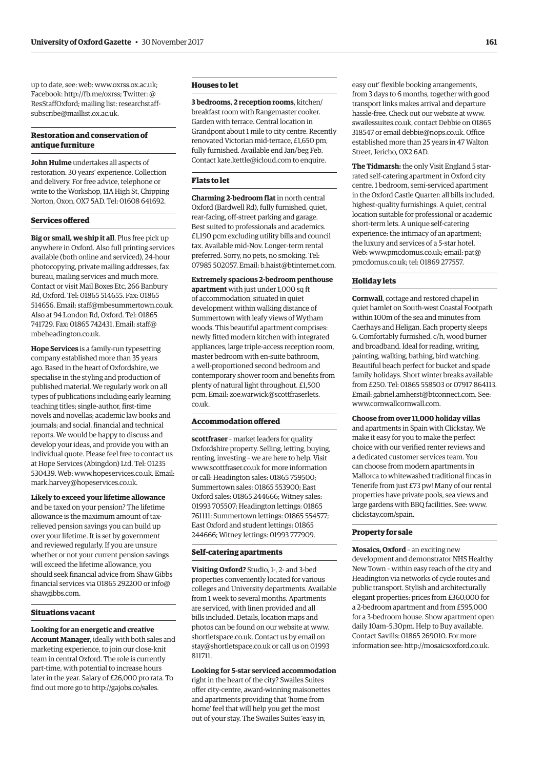up to date, see: web: www.oxrss.ox.ac.uk; Facebook: http://fb.me/oxrss; Twitter: @ResStaffOxford; mailing list: researchstaff-subscribe@maillist.ox.ac.uk.

### Restoration and conservation of antique furniture

**John Hulme** undertakes all aspects of restoration. 30 years' experience. Collection and delivery. For free advice, telephone or write to the Workshop, 11A High St, Chipping Norton, Oxon, OX7 5AD. Tel: 01608 641692.

### Services offered

**Big or small, we ship it all**. Plus free pick up anywhere in Oxford. Also full printing services available (both online and serviced), 24-hour photocopying, private mailing addresses, fax bureau, mailing services and much more. Contact or visit Mail Boxes Etc, 266 Banbury Rd, Oxford. Tel: 01865 514655. Fax: 01865 514656. Email: staff@mbesummertown.co.uk. Also at 94 London Rd, Oxford. Tel: 01865 741729. Fax: 01865 742431. Email: staff@mbeheadington.co.uk.

**Hope Services** is a family-run typesetting company established more than 35 years ago. Based in the heart of Oxfordshire, we specialise in the styling and production of published material. We regularly work on all types of publications including early learning teaching titles; single-author, first-time novels and novellas; academic law books and journals; and social, financial and technical reports. We would be happy to discuss and develop your ideas, and provide you with an individual quote. Please feel free to contact us at Hope Services (Abingdon) Ltd. Tel: 01235 530439. Web: www.hopeservices.co.uk. Email: mark.harvey@hopeservices.co.uk.

**Likely to exceed your lifetime allowance** and be taxed on your pension? The lifetime allowance is the maximum amount of tax-relieved pension savings you can build up over your lifetime. It is set by government and reviewed regularly. If you are unsure whether or not your current pension savings will exceed the lifetime allowance, you should seek financial advice from Shaw Gibbs financial services via 01865 292200 or info@shawgibbs.com.

### Situations vacant

**Looking for an energetic and creative Account Manager**, ideally with both sales and marketing experience, to join our close-knit team in central Oxford. The role is currently part-time, with potential to increase hours later in the year. Salary of £26,000 pro rata. To find out more go to http://gajobs.co/sales.

### Houses to let

**3 bedrooms, 2 reception rooms**, kitchen/breakfast room with Rangemaster cooker. Garden with terrace. Central location in Grandpont about 1 mile to city centre. Recently renovated Victorian mid-terrace, £1,650 pm, fully furnished. Available end Jan/beg Feb. Contact kate.kettle@icloud.com to enquire.

### Flats to let

**Charming 2-bedroom flat** in north central Oxford (Bardwell Rd), fully furnished, quiet, rear-facing, off-street parking and garage. Best suited to professionals and academics. £1,190 pcm excluding utility bills and council tax. Available mid-Nov. Longer-term rental preferred. Sorry, no pets, no smoking. Tel: 07985 502057. Email: b.haist@btinternet.com.

**Extremely spacious 2-bedroom penthouse apartment** with just under 1,000 sq ft of accommodation, situated in quiet development within walking distance of Summertown with leafy views of Wytham woods. This beautiful apartment comprises: newly fitted modern kitchen with integrated appliances, large triple-access reception room, master bedroom with en-suite bathroom, a well-proportioned second bedroom and contemporary shower room and benefits from plenty of natural light throughout. £1,500 pcm. Email: zoe.warwick@scottfraserlets.co.uk.

### Accommodation offered

**scottfraser** – market leaders for quality Oxfordshire property. Selling, letting, buying, renting, investing – we are here to help. Visit www.scottfraser.co.uk for more information or call: Headington sales: 01865 759500; Summertown sales: 01865 553900; East Oxford sales: 01865 244666; Witney sales: 01993 705507; Headington lettings: 01865 761111; Summertown lettings: 01865 554577; East Oxford and student lettings: 01865 244666; Witney lettings: 01993 777909.

### Self-catering apartments

**Visiting Oxford?** Studio, 1-, 2- and 3-bed properties conveniently located for various colleges and University departments. Available from 1 week to several months. Apartments are serviced, with linen provided and all bills included. Details, location maps and photos can be found on our website at www.shortletspace.co.uk. Contact us by email on stay@shortletspace.co.uk or call us on 01993 811711.

**Looking for 5-star serviced accommodation** right in the heart of the city? Swailes Suites offer city-centre, award-winning maisonettes and apartments providing that 'home from home' feel that will help you get the most out of your stay. The Swailes Suites 'easy in, easy out' flexible booking arrangements, from 3 days to 6 months, together with good transport links makes arrival and departure hassle-free. Check out our website at www.swailessuites.co.uk, contact Debbie on 01865 318547 or email debbie@nops.co.uk. Office established more than 25 years in 47 Walton Street, Jericho, OX2 6AD.

**The Tidmarsh:** the only Visit England 5 star-rated self-catering apartment in Oxford city centre. 1 bedroom, semi-serviced apartment in the Oxford Castle Quarter: all bills included, highest-quality furnishings. A quiet, central location suitable for professional or academic short-term lets. A unique self-catering experience: the intimacy of an apartment; the luxury and services of a 5-star hotel. Web: www.pmcdomus.co.uk; email: pat@pmcdomus.co.uk; tel: 01869 277557.

### Holiday lets

**Cornwall**, cottage and restored chapel in quiet hamlet on South-west Coastal Footpath within 100m of the sea and minutes from Caerhays and Heligan. Each property sleeps 6. Comfortably furnished, c/h, wood burner and broadband. Ideal for reading, writing, painting, walking, bathing, bird watching. Beautiful beach perfect for bucket and spade family holidays. Short winter breaks available from £250. Tel: 01865 558503 or 07917 864113. Email: gabriel.amherst@btconnect.com. See: www.cornwallcornwall.com.

**Choose from over 11,000 holiday villas** and apartments in Spain with Clickstay. We make it easy for you to make the perfect choice with our verified renter reviews and a dedicated customer services team. You can choose from modern apartments in Mallorca to whitewashed traditional fincas in Tenerife from just £73 pw! Many of our rental properties have private pools, sea views and large gardens with BBQ facilities. See: www.clickstay.com/spain.

### Property for sale

**Mosaics, Oxford** – an exciting new development and demonstrator NHS Healthy New Town – within easy reach of the city and Headington via networks of cycle routes and public transport. Stylish and architecturally elegant properties: prices from £360,000 for a 2-bedroom apartment and from £595,000 for a 3-bedroom house. Show apartment open daily 10am–5.30pm. Help to Buy available. Contact Savills: 01865 269010. For more information see: http://mosaicsoxford.co.uk.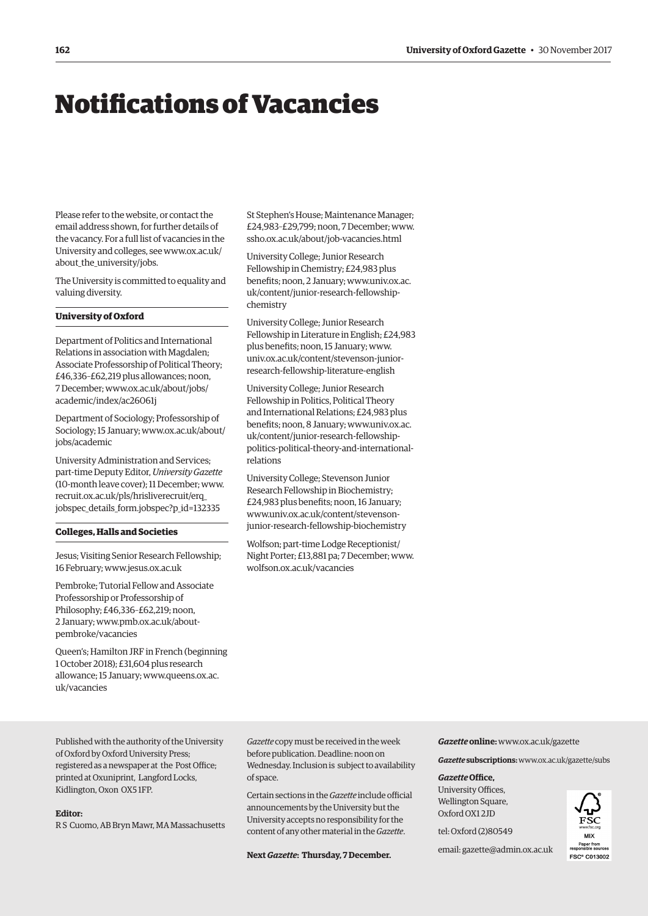# Notifications of Vacancies

Please refer to the website, or contact the email address shown, for further details of the vacancy. For a full list of vacancies in the University and colleges, see www.ox.ac.uk/about_the_university/jobs.

The University is committed to equality and valuing diversity.

### University of Oxford

Department of Politics and International Relations in association with Magdalen; Associate Professorship of Political Theory; £46,336–£62,219 plus allowances; noon, 7 December; www.ox.ac.uk/about/jobs/academic/index/ac26061j

Department of Sociology; Professorship of Sociology; 15 January; www.ox.ac.uk/about/jobs/academic

University Administration and Services; part-time Deputy Editor, *University Gazette* (10-month leave cover); 11 December; www.recruit.ox.ac.uk/pls/hrisliverecruit/erq_jobspec_details_form.jobspec?p_id=132335

### Colleges, Halls and Societies

Jesus; Visiting Senior Research Fellowship; 16 February; www.jesus.ox.ac.uk

Pembroke; Tutorial Fellow and Associate Professorship or Professorship of Philosophy; £46,336–£62,219; noon, 2 January; www.pmb.ox.ac.uk/about-pembroke/vacancies

Queen's; Hamilton JRF in French (beginning 1 October 2018); £31,604 plus research allowance; 15 January; www.queens.ox.ac.uk/vacancies

St Stephen's House; Maintenance Manager; £24,983–£29,799; noon, 7 December; www.ssho.ox.ac.uk/about/job-vacancies.html

University College; Junior Research Fellowship in Chemistry; £24,983 plus benefits; noon, 2 January; www.univ.ox.ac.uk/content/junior-research-fellowship-chemistry

University College; Junior Research Fellowship in Literature in English; £24,983 plus benefits; noon, 15 January; www.univ.ox.ac.uk/content/stevenson-junior-research-fellowship-literature-english

University College; Junior Research Fellowship in Politics, Political Theory and International Relations; £24,983 plus benefits; noon, 8 January; www.univ.ox.ac.uk/content/junior-research-fellowship-politics-political-theory-and-international-relations

University College; Stevenson Junior Research Fellowship in Biochemistry; £24,983 plus benefits; noon, 16 January; www.univ.ox.ac.uk/content/stevenson-junior-research-fellowship-biochemistry

Wolfson; part-time Lodge Receptionist/Night Porter; £13,881 pa; 7 December; www.wolfson.ox.ac.uk/vacancies

---

Published with the authority of the University of Oxford by Oxford University Press; registered as a newspaper at the Post Office; printed at Oxuniprint, Langford Locks, Kidlington, Oxon OX5 1FP.

**Editor:**
R S Cuomo, AB Bryn Mawr, MA Massachusetts

*Gazette* copy must be received in the week before publication. Deadline: noon on Wednesday. Inclusion is subject to availability of space.

Certain sections in the *Gazette* include official announcements by the University but the University accepts no responsibility for the content of any other material in the *Gazette*.

**Next *Gazette*: Thursday, 7 December.**

***Gazette* online:** www.ox.ac.uk/gazette

***Gazette* subscriptions:** www.ox.ac.uk/gazette/subs

***Gazette* Office,**
University Offices,
Wellington Square,
Oxford OX1 2JD

tel: Oxford (2)80549

email: gazette@admin.ox.ac.uk

FSC MIX Paper from responsible sources FSC® C013002